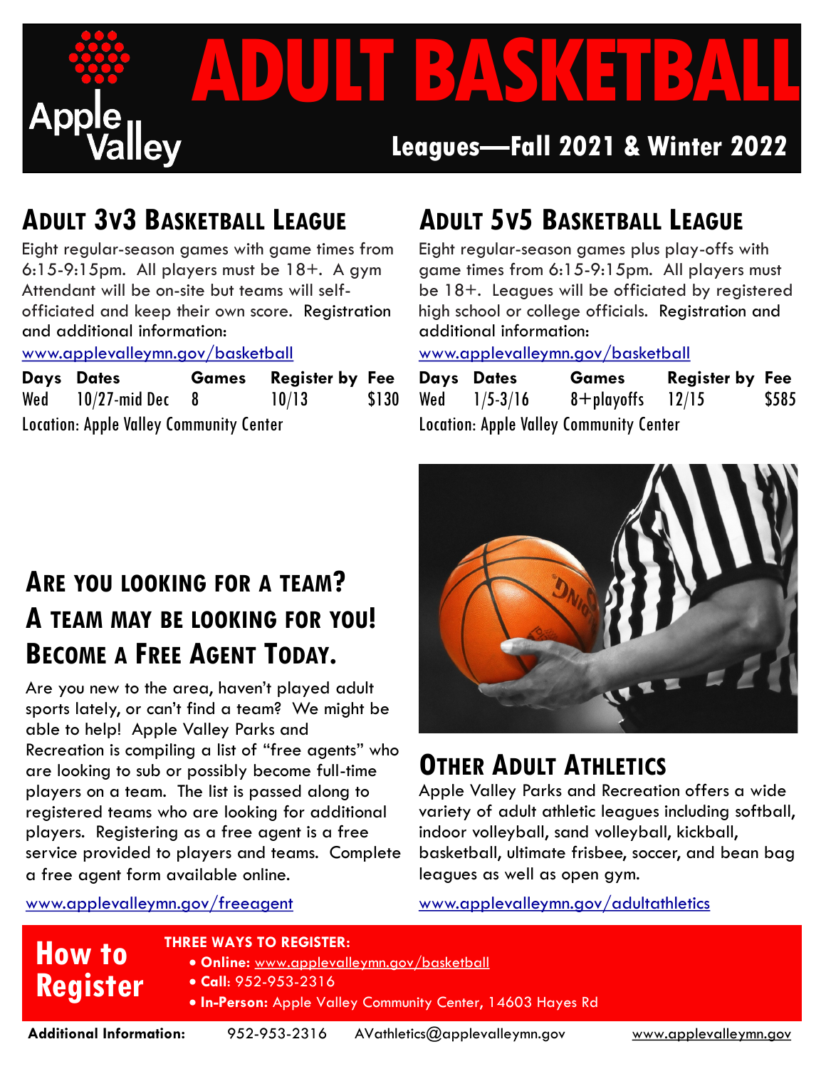# ADULT BASKETBALL

Apple Valley

**Leagues—Fall 2021 & Winter 2022**

## Adult 3v3 Basketball League

Eight regular-season games with game times from 6:15-9:15pm. All players must be 18+. A gym Attendant will be on-site but teams will self-officiated and keep their own score. Registration and additional information:

www.applevalleymn.gov/basketball

| Days | Dates | Games | Register by | Fee |
|---|---|---|---|---|
| Wed | 10/27-mid Dec | 8 | 10/13 | $130 |

Location: Apple Valley Community Center

## Adult 5v5 Basketball League

Eight regular-season games plus play-offs with game times from 6:15-9:15pm. All players must be 18+. Leagues will be officiated by registered high school or college officials. Registration and additional information:

www.applevalleymn.gov/basketball

| Days | Dates | Games | Register by | Fee |
|---|---|---|---|---|
| Wed | 1/5-3/16 | 8+playoffs | 12/15 | $585 |

Location: Apple Valley Community Center

## Are you looking for a team? A team may be looking for you! Become a Free Agent Today.

Are you new to the area, haven't played adult sports lately, or can't find a team? We might be able to help! Apple Valley Parks and Recreation is compiling a list of "free agents" who are looking to sub or possibly become full-time players on a team. The list is passed along to registered teams who are looking for additional players. Registering as a free agent is a free service provided to players and teams. Complete a free agent form available online.

www.applevalleymn.gov/freeagent

## Other Adult Athletics

Apple Valley Parks and Recreation offers a wide variety of adult athletic leagues including softball, indoor volleyball, sand volleyball, kickball, basketball, ultimate frisbee, soccer, and bean bag leagues as well as open gym.

www.applevalleymn.gov/adultathletics

## How to Register

**THREE WAYS TO REGISTER:**

- **Online:** www.applevalleymn.gov/basketball
- **Call:** 952-953-2316
- **In-Person:** Apple Valley Community Center, 14603 Hayes Rd

**Additional Information:** 952-953-2316 AVathletics@applevalleymn.gov www.applevalleymn.gov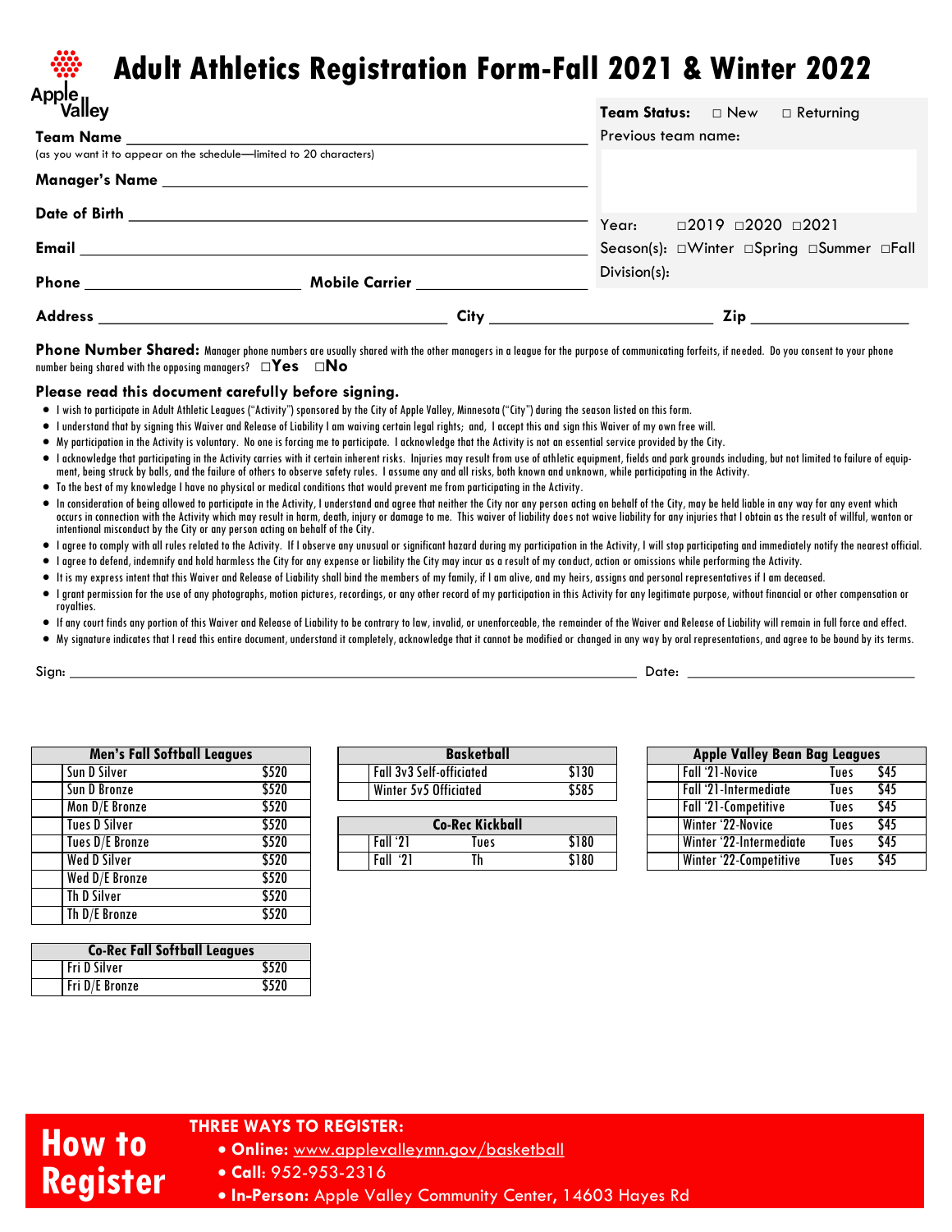# Adult Athletics Registration Form-Fall 2021 & Winter 2022

Apple Valley

**Team Name** ____________________________________________

(as you want it to appear on the schedule—limited to 20 characters)

**Manager's Name** ____________________________________________

**Date of Birth** ____________________________________________

**Email** ____________________________________________

**Phone** ______________________ **Mobile Carrier** ______________________

**Team Status:** □ New □ Returning

Previous team name:

Year: □2019 □2020 □2021

Season(s): □Winter □Spring □Summer □Fall

Division(s):

**Address** ______________________ **City** ______________________ **Zip** ______________

**Phone Number Shared:** Manager phone numbers are usually shared with the other managers in a league for the purpose of communicating forfeits, if needed. Do you consent to your phone number being shared with the opposing managers? □**Yes** □**No**

### Please read this document carefully before signing.

- I wish to participate in Adult Athletic Leagues ("Activity") sponsored by the City of Apple Valley, Minnesota ("City") during the season listed on this form.
- I understand that by signing this Waiver and Release of Liability I am waiving certain legal rights; and, I accept this and sign this Waiver of my own free will.
- My participation in the Activity is voluntary. No one is forcing me to participate. I acknowledge that the Activity is not an essential service provided by the City.
- I acknowledge that participating in the Activity carries with it certain inherent risks. Injuries may result from use of athletic equipment, fields and park grounds including, but not limited to failure of equipment, being struck by balls, and the failure of others to observe safety rules. I assume any and all risks, both known and unknown, while participating in the Activity.
- To the best of my knowledge I have no physical or medical conditions that would prevent me from participating in the Activity.
- In consideration of being allowed to participate in the Activity, I understand and agree that neither the City nor any person acting on behalf of the City, may be held liable in any way for any event which occurs in connection with the Activity which may result in harm, death, injury or damage to me. This waiver of liability does not waive liability for any injuries that I obtain as the result of willful, wanton or intentional misconduct by the City or any person acting on behalf of the City.
- I agree to comply with all rules related to the Activity. If I observe any unusual or significant hazard during my participation in the Activity, I will stop participating and immediately notify the nearest official.
- I agree to defend, indemnify and hold harmless the City for any expense or liability the City may incur as a result of my conduct, action or omissions while performing the Activity.
- It is my express intent that this Waiver and Release of Liability shall bind the members of my family, if I am alive, and my heirs, assigns and personal representatives if I am deceased.
- I grant permission for the use of any photographs, motion pictures, recordings, or any other record of my participation in this Activity for any legitimate purpose, without financial or other compensation or royalties.
- If any court finds any portion of this Waiver and Release of Liability to be contrary to law, invalid, or unenforceable, the remainder of the Waiver and Release of Liability will remain in full force and effect.
- My signature indicates that I read this entire document, understand it completely, acknowledge that it cannot be modified or changed in any way by oral representations, and agree to be bound by its terms.

Sign: ______________________________________________ Date: ______________________

| Men's Fall Softball Leagues | | |
|---|---|---|
| | Sun D Silver | $520 |
| | Sun D Bronze | $520 |
| | Mon D/E Bronze | $520 |
| | Tues D Silver | $520 |
| | Tues D/E Bronze | $520 |
| | Wed D Silver | $520 |
| | Wed D/E Bronze | $520 |
| | Th D Silver | $520 |
| | Th D/E Bronze | $520 |

| Co-Rec Fall Softball Leagues | | |
|---|---|---|
| | Fri D Silver | $520 |
| | Fri D/E Bronze | $520 |

| Basketball | | |
|---|---|---|
| | Fall 3v3 Self-officiated | $130 |
| | Winter 5v5 Officiated | $585 |

| Co-Rec Kickball | | | |
|---|---|---|---|
| | Fall '21 | Tues | $180 |
| | Fall '21 | Th | $180 |

| Apple Valley Bean Bag Leagues | | | |
|---|---|---|---|
| | Fall '21-Novice | Tues | $45 |
| | Fall '21-Intermediate | Tues | $45 |
| | Fall '21-Competitive | Tues | $45 |
| | Winter '22-Novice | Tues | $45 |
| | Winter '22-Intermediate | Tues | $45 |
| | Winter '22-Competitive | Tues | $45 |

## How to Register

**THREE WAYS TO REGISTER:**

- **Online:** www.applevalleymn.gov/basketball
- **Call:** 952-953-2316
- **In-Person:** Apple Valley Community Center, 14603 Hayes Rd